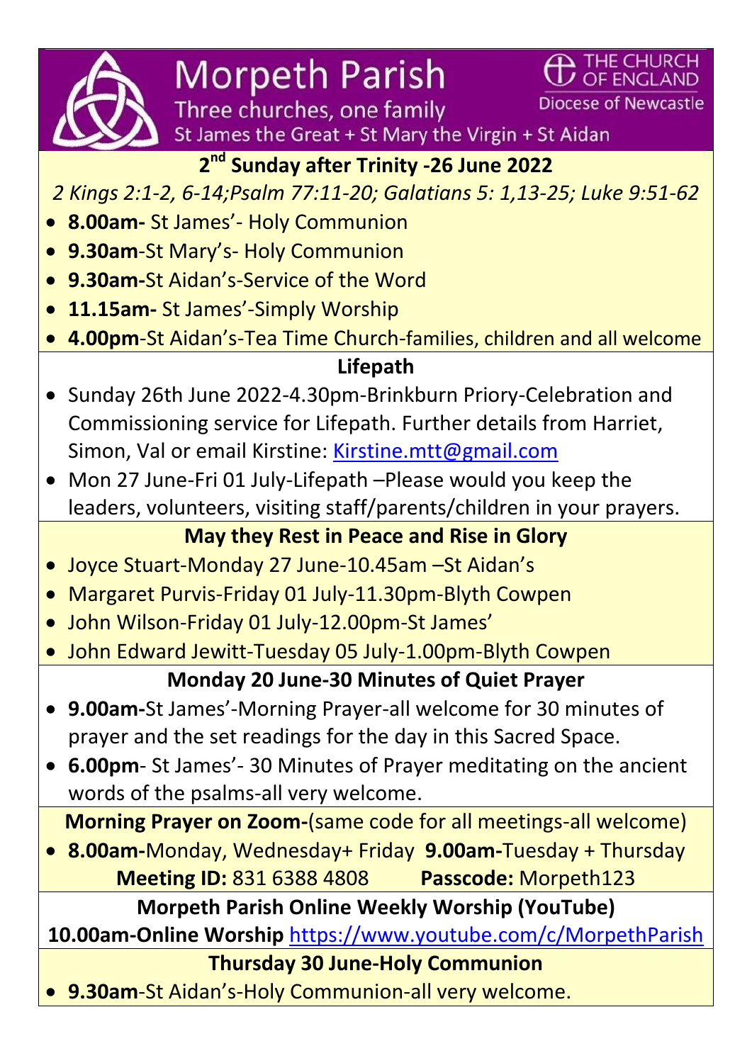# Morpeth Parish

Three churches, one family

St James the Great + St Mary the Virgin + St Aidan

THE CHURCH OF ENGLAND
Diocese of Newcastle

## 2nd Sunday after Trinity -26 June 2022

*2 Kings 2:1-2, 6-14;Psalm 77:11-20; Galatians 5: 1,13-25; Luke 9:51-62*

- **8.00am-** St James'- Holy Communion
- **9.30am**-St Mary's- Holy Communion
- **9.30am-**St Aidan's-Service of the Word
- **11.15am-** St James'-Simply Worship
- **4.00pm**-St Aidan's-Tea Time Church-families, children and all welcome

## Lifepath

- Sunday 26th June 2022-4.30pm-Brinkburn Priory-Celebration and Commissioning service for Lifepath. Further details from Harriet, Simon, Val or email Kirstine: Kirstine.mtt@gmail.com
- Mon 27 June-Fri 01 July-Lifepath –Please would you keep the leaders, volunteers, visiting staff/parents/children in your prayers.

## May they Rest in Peace and Rise in Glory

- Joyce Stuart-Monday 27 June-10.45am –St Aidan's
- Margaret Purvis-Friday 01 July-11.30pm-Blyth Cowpen
- John Wilson-Friday 01 July-12.00pm-St James'
- John Edward Jewitt-Tuesday 05 July-1.00pm-Blyth Cowpen

## Monday 20 June-30 Minutes of Quiet Prayer

- **9.00am-**St James'-Morning Prayer-all welcome for 30 minutes of prayer and the set readings for the day in this Sacred Space.
- **6.00pm**- St James'- 30 Minutes of Prayer meditating on the ancient words of the psalms-all very welcome.

**Morning Prayer on Zoom-**(same code for all meetings-all welcome)

- **8.00am-**Monday, Wednesday+ Friday **9.00am-**Tuesday + Thursday

**Meeting ID:** 831 6388 4808 **Passcode:** Morpeth123

## Morpeth Parish Online Weekly Worship (YouTube)

**10.00am-Online Worship** https://www.youtube.com/c/MorpethParish

## Thursday 30 June-Holy Communion

- **9.30am**-St Aidan's-Holy Communion-all very welcome.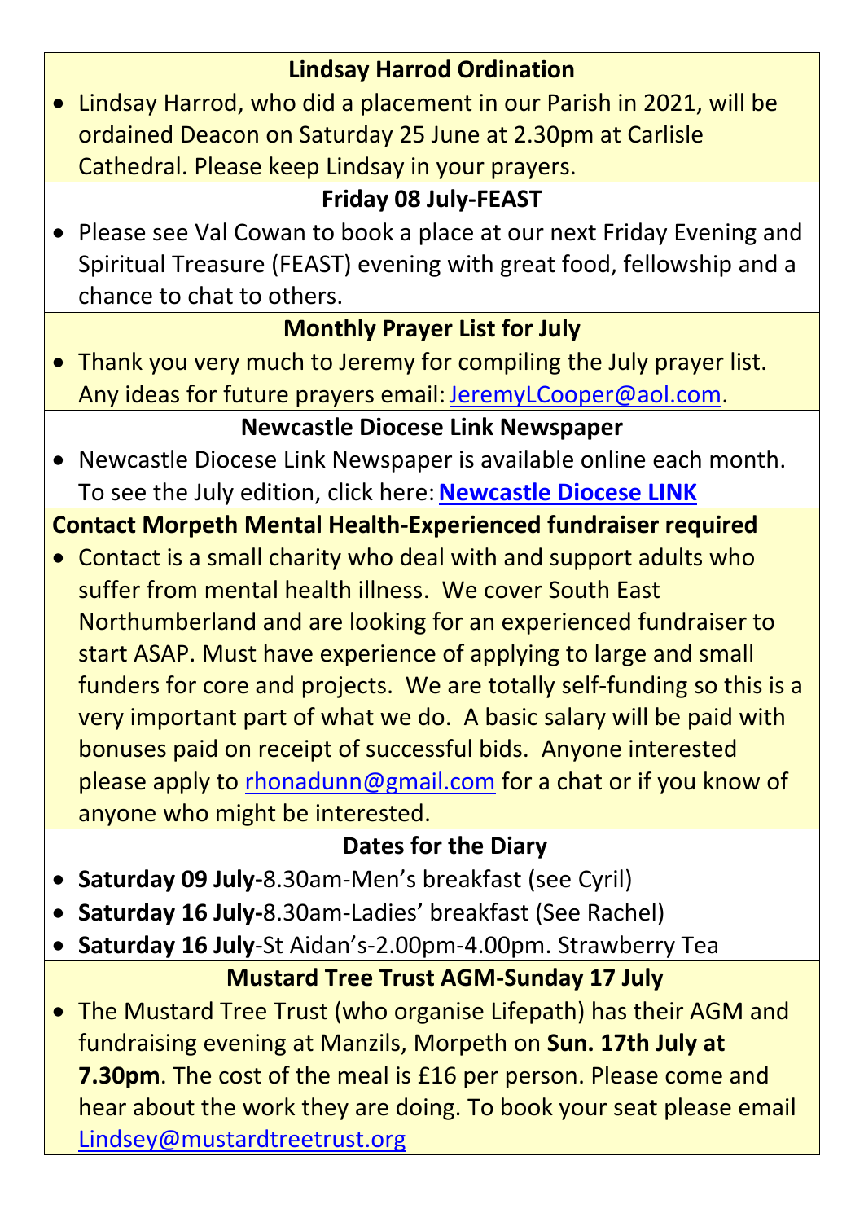### Lindsay Harrod Ordination

- Lindsay Harrod, who did a placement in our Parish in 2021, will be ordained Deacon on Saturday 25 June at 2.30pm at Carlisle Cathedral. Please keep Lindsay in your prayers.

### Friday 08 July-FEAST

- Please see Val Cowan to book a place at our next Friday Evening and Spiritual Treasure (FEAST) evening with great food, fellowship and a chance to chat to others.

### Monthly Prayer List for July

- Thank you very much to Jeremy for compiling the July prayer list. Any ideas for future prayers email: JeremyLCooper@aol.com.

### Newcastle Diocese Link Newspaper

- Newcastle Diocese Link Newspaper is available online each month. To see the July edition, click here: **Newcastle Diocese LINK**

### Contact Morpeth Mental Health-Experienced fundraiser required

- Contact is a small charity who deal with and support adults who suffer from mental health illness. We cover South East Northumberland and are looking for an experienced fundraiser to start ASAP. Must have experience of applying to large and small funders for core and projects. We are totally self-funding so this is a very important part of what we do. A basic salary will be paid with bonuses paid on receipt of successful bids. Anyone interested please apply to rhonadunn@gmail.com for a chat or if you know of anyone who might be interested.

### Dates for the Diary

- **Saturday 09 July-**8.30am-Men's breakfast (see Cyril)
- **Saturday 16 July-**8.30am-Ladies' breakfast (See Rachel)
- **Saturday 16 July**-St Aidan's-2.00pm-4.00pm. Strawberry Tea

### Mustard Tree Trust AGM-Sunday 17 July

- The Mustard Tree Trust (who organise Lifepath) has their AGM and fundraising evening at Manzils, Morpeth on **Sun. 17th July at 7.30pm**. The cost of the meal is £16 per person. Please come and hear about the work they are doing. To book your seat please email Lindsey@mustardtreetrust.org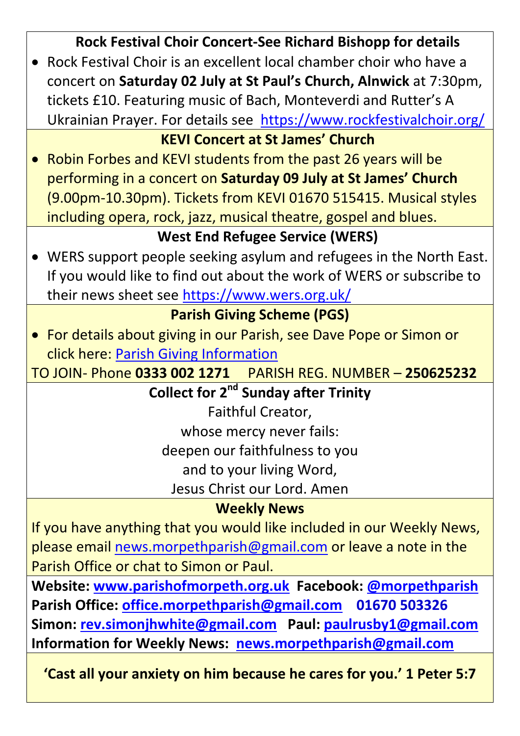## Rock Festival Choir Concert-See Richard Bishopp for details

- Rock Festival Choir is an excellent local chamber choir who have a concert on **Saturday 02 July at St Paul's Church, Alnwick** at 7:30pm, tickets £10. Featuring music of Bach, Monteverdi and Rutter's A Ukrainian Prayer. For details see https://www.rockfestivalchoir.org/

## KEVI Concert at St James' Church

- Robin Forbes and KEVI students from the past 26 years will be performing in a concert on **Saturday 09 July at St James' Church** (9.00pm-10.30pm). Tickets from KEVI 01670 515415. Musical styles including opera, rock, jazz, musical theatre, gospel and blues.

## West End Refugee Service (WERS)

- WERS support people seeking asylum and refugees in the North East. If you would like to find out about the work of WERS or subscribe to their news sheet see https://www.wers.org.uk/

## Parish Giving Scheme (PGS)

- For details about giving in our Parish, see Dave Pope or Simon or click here: Parish Giving Information

TO JOIN- Phone **0333 002 1271** PARISH REG. NUMBER – **250625232**

## Collect for 2nd Sunday after Trinity

Faithful Creator,
whose mercy never fails:
deepen our faithfulness to you
and to your living Word,
Jesus Christ our Lord. Amen

## Weekly News

If you have anything that you would like included in our Weekly News, please email news.morpethparish@gmail.com or leave a note in the Parish Office or chat to Simon or Paul.

**Website: www.parishofmorpeth.org.uk Facebook: @morpethparish**
**Parish Office: office.morpethparish@gmail.com 01670 503326**
**Simon: rev.simonjhwhite@gmail.com Paul: paulrusby1@gmail.com**
**Information for Weekly News: news.morpethparish@gmail.com**

**'Cast all your anxiety on him because he cares for you.' 1 Peter 5:7**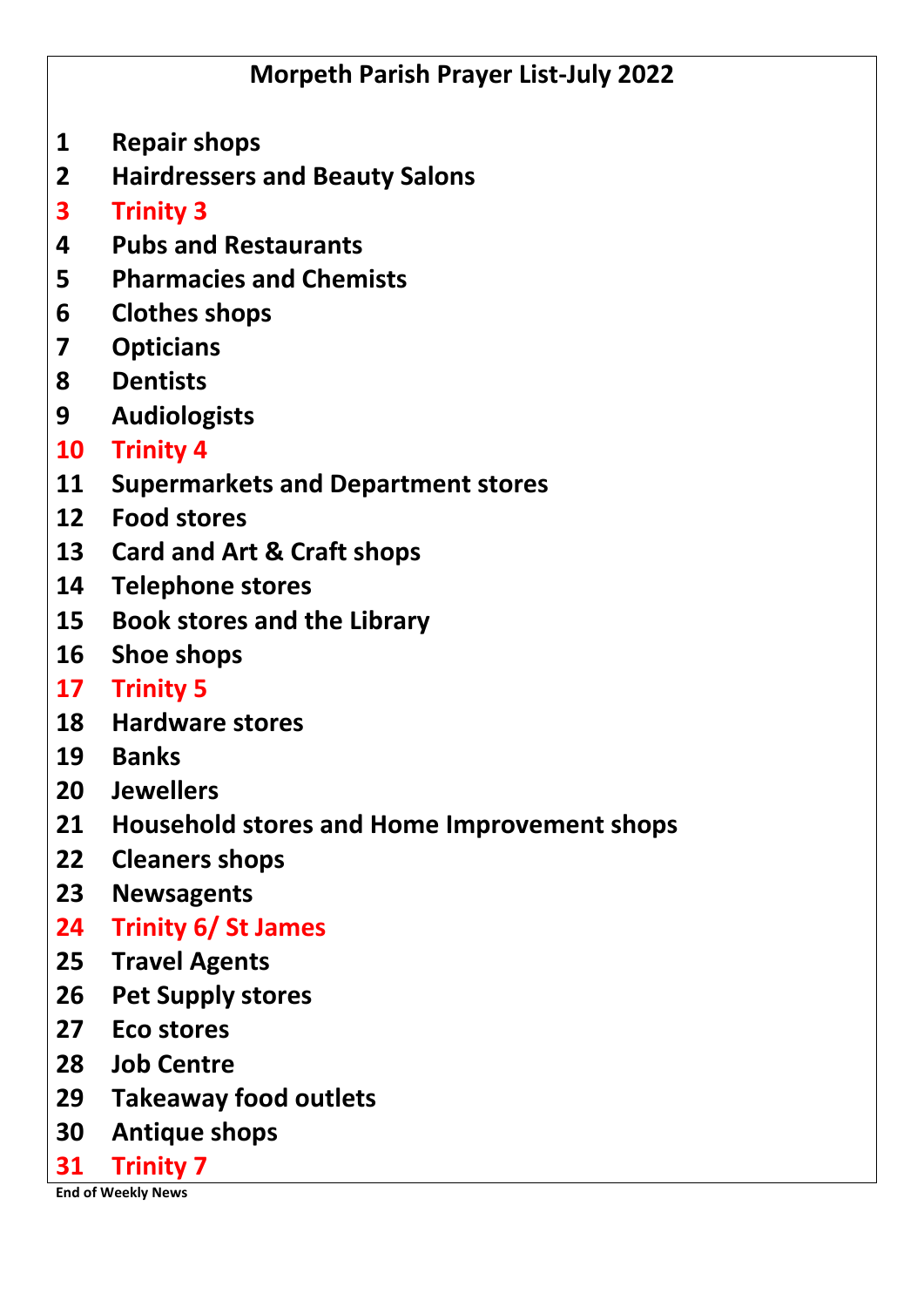# Morpeth Parish Prayer List-July 2022

1 Repair shops
2 Hairdressers and Beauty Salons
3 Trinity 3
4 Pubs and Restaurants
5 Pharmacies and Chemists
6 Clothes shops
7 Opticians
8 Dentists
9 Audiologists
10 Trinity 4
11 Supermarkets and Department stores
12 Food stores
13 Card and Art & Craft shops
14 Telephone stores
15 Book stores and the Library
16 Shoe shops
17 Trinity 5
18 Hardware stores
19 Banks
20 Jewellers
21 Household stores and Home Improvement shops
22 Cleaners shops
23 Newsagents
24 Trinity 6/ St James
25 Travel Agents
26 Pet Supply stores
27 Eco stores
28 Job Centre
29 Takeaway food outlets
30 Antique shops
31 Trinity 7

**End of Weekly News**